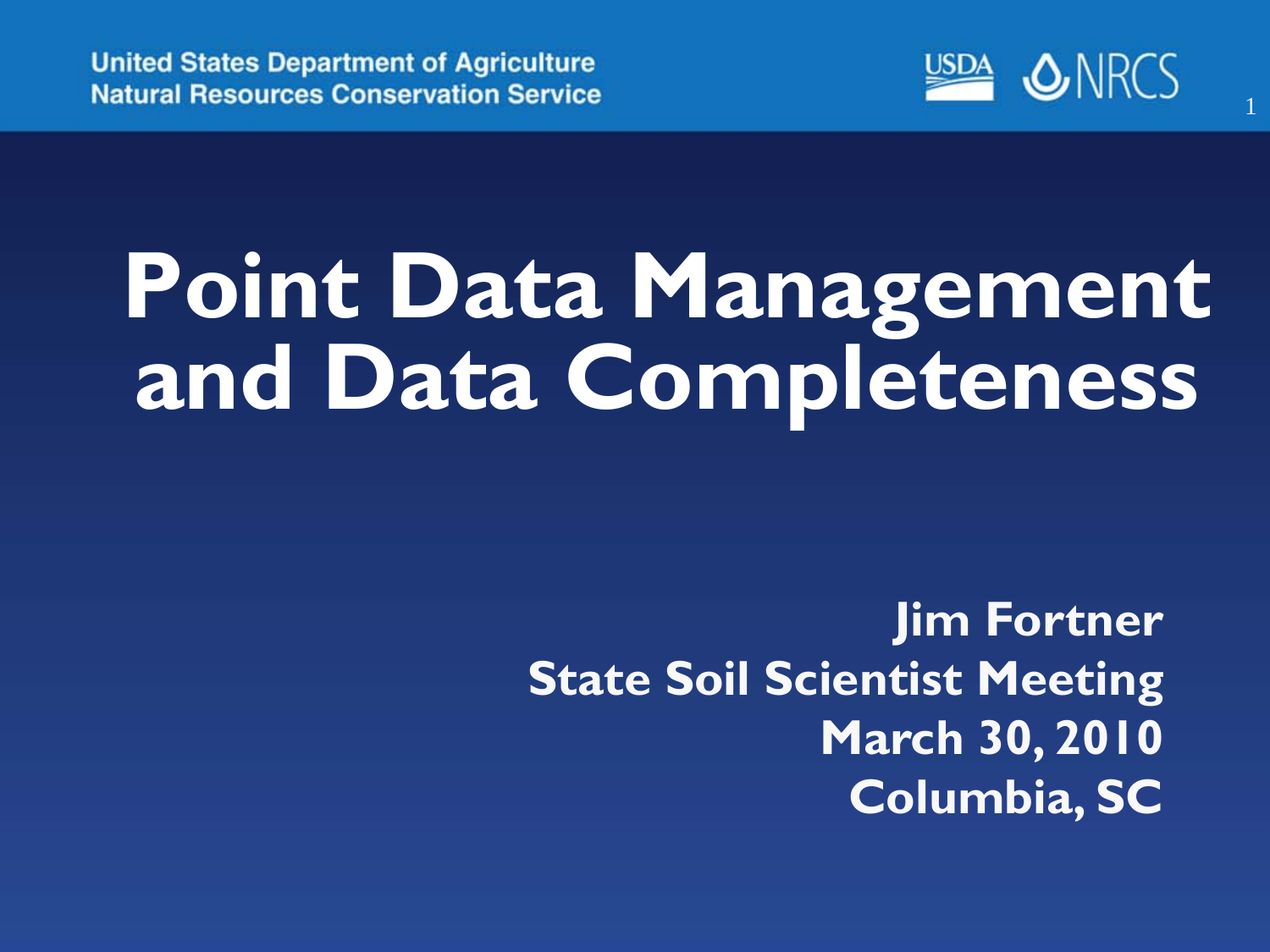United States Department of Agriculture
Natural Resources Conservation Service

USDA NRCS

# Point Data Management and Data Completeness

**Jim Fortner**
**State Soil Scientist Meeting**
**March 30, 2010**
**Columbia, SC**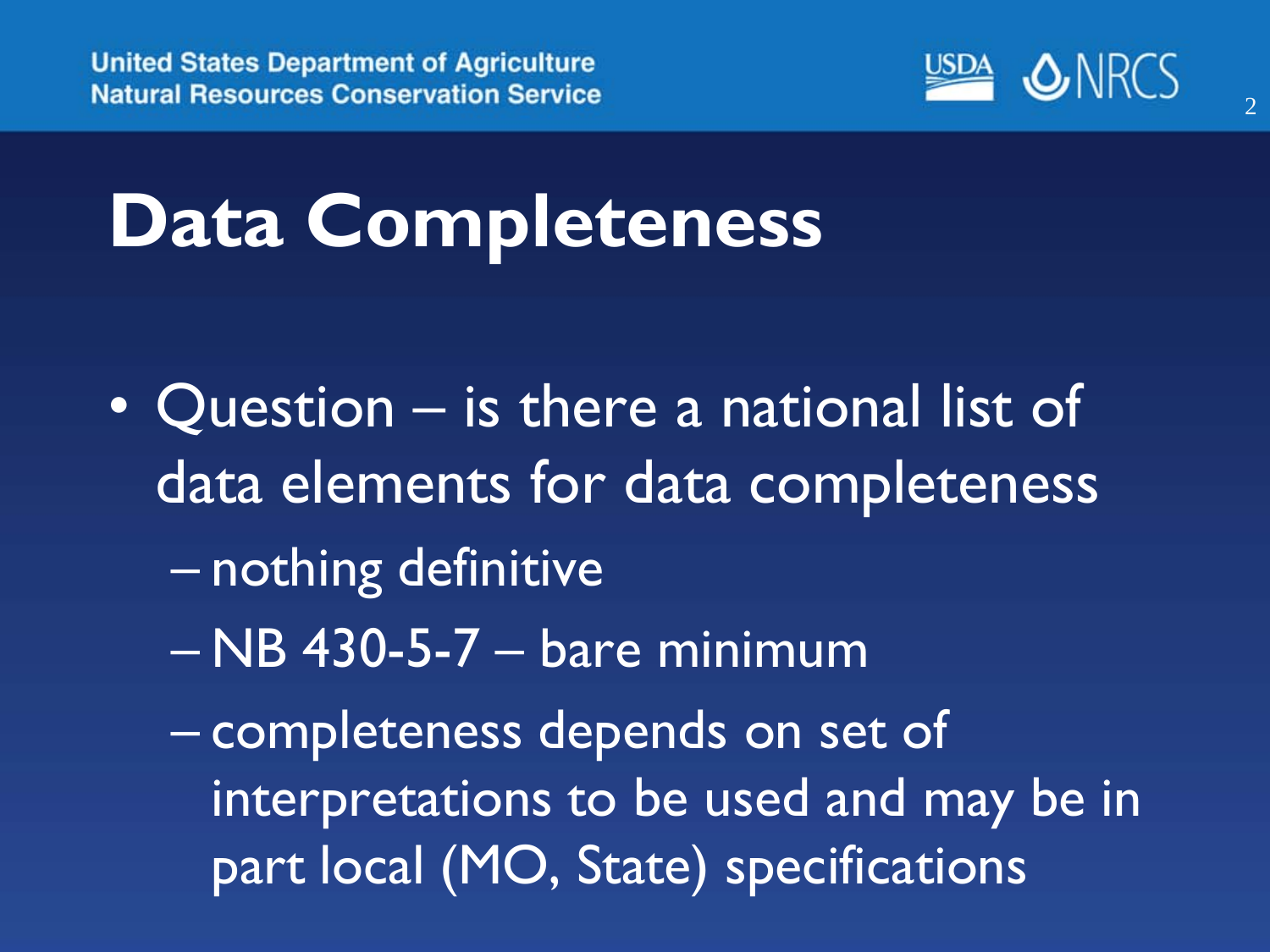# Data Completeness

- Question – is there a national list of data elements for data completeness
  - nothing definitive
  - NB 430-5-7 – bare minimum
  - completeness depends on set of interpretations to be used and may be in part local (MO, State) specifications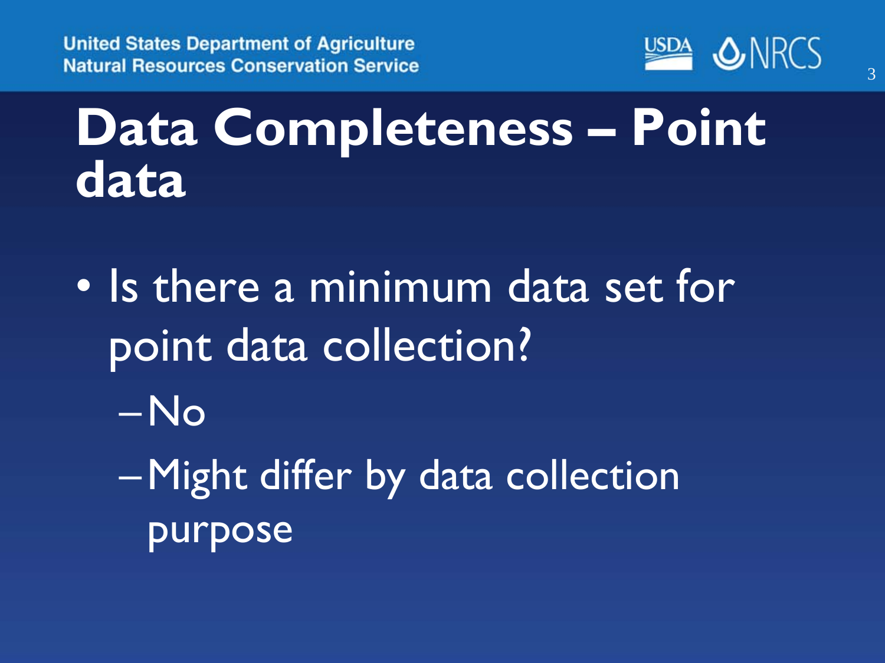# Data Completeness – Point data

- Is there a minimum data set for point data collection?
  - No
  - Might differ by data collection purpose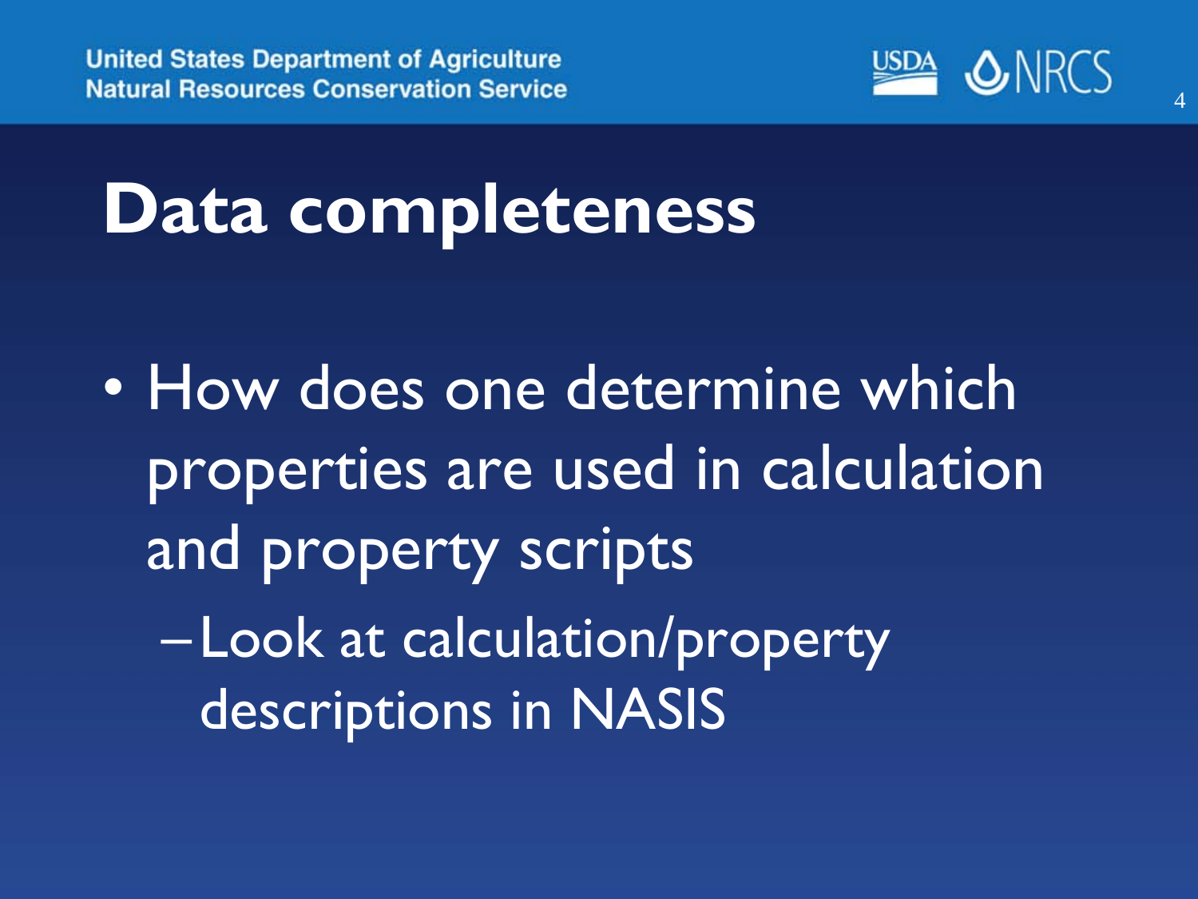# Data completeness

- How does one determine which properties are used in calculation and property scripts
  - Look at calculation/property descriptions in NASIS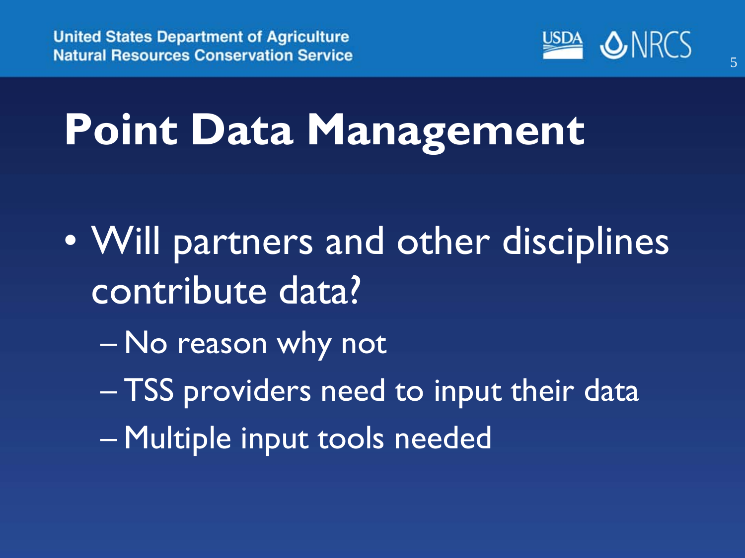# Point Data Management

- Will partners and other disciplines contribute data?
  - No reason why not
  - TSS providers need to input their data
  - Multiple input tools needed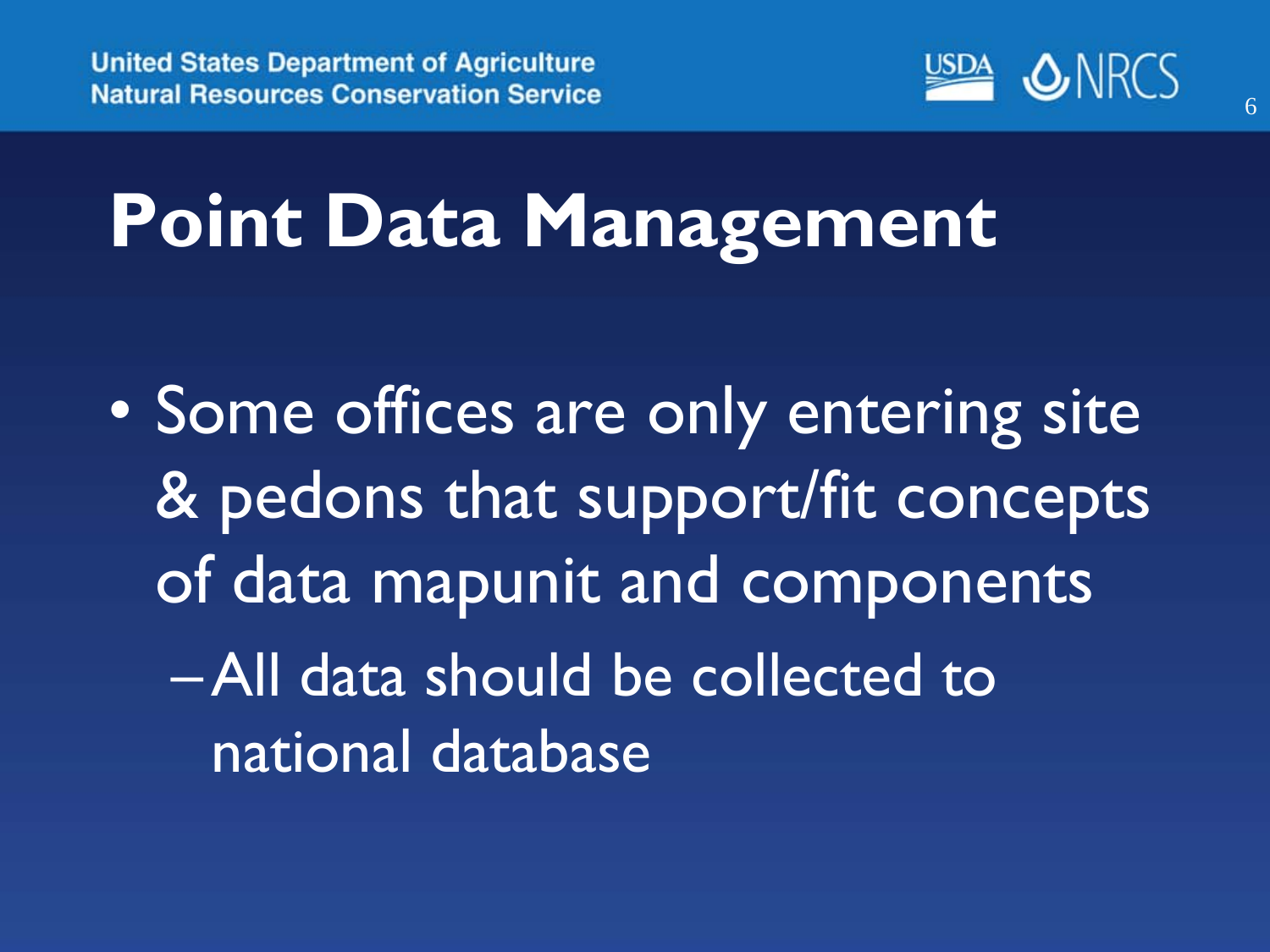# Point Data Management

- Some offices are only entering site & pedons that support/fit concepts of data mapunit and components
  - All data should be collected to national database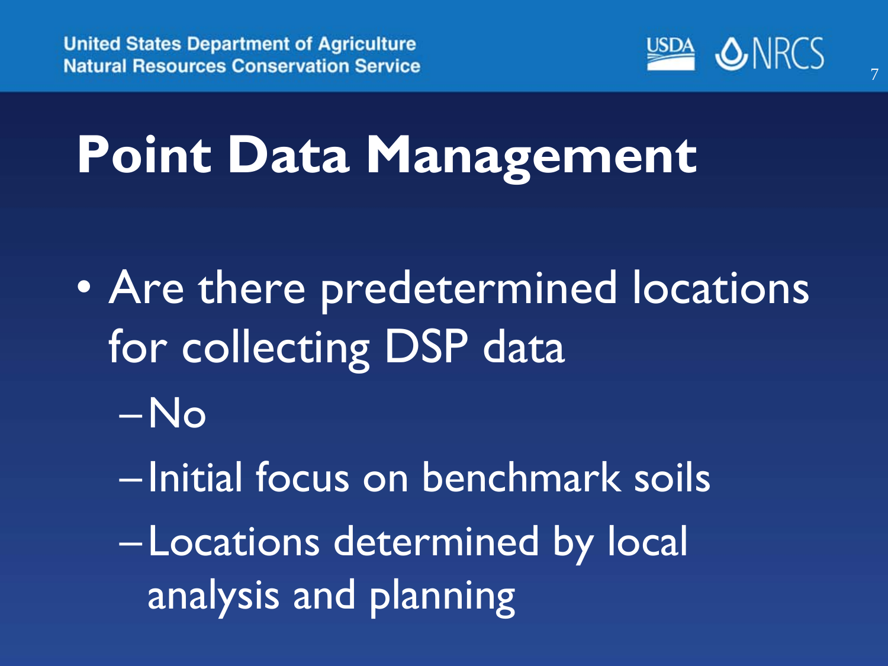# Point Data Management

- Are there predetermined locations for collecting DSP data
  - No
  - Initial focus on benchmark soils
  - Locations determined by local analysis and planning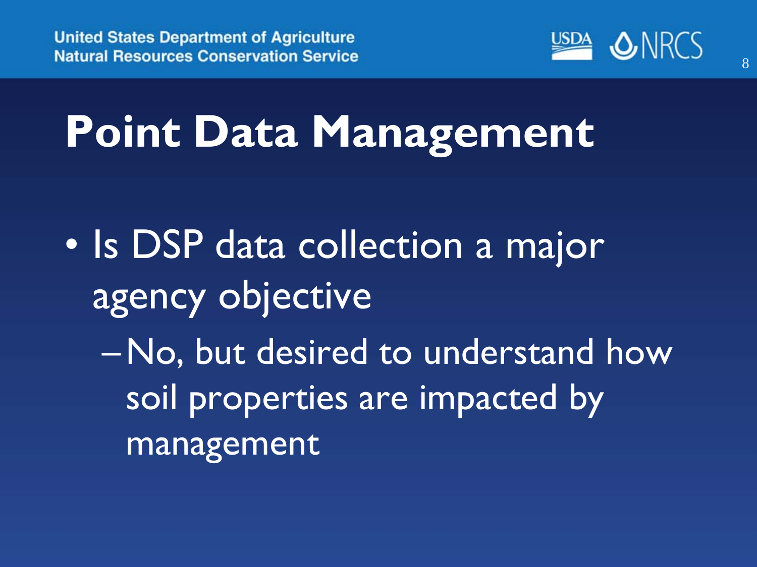# Point Data Management

- Is DSP data collection a major agency objective
  - No, but desired to understand how soil properties are impacted by management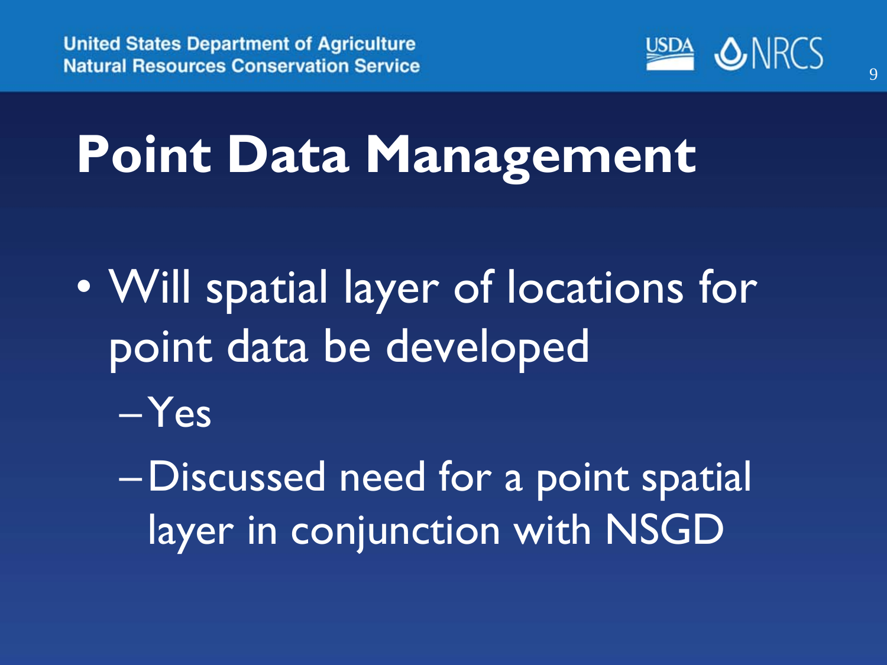# Point Data Management

- Will spatial layer of locations for point data be developed
  - Yes
  - Discussed need for a point spatial layer in conjunction with NSGD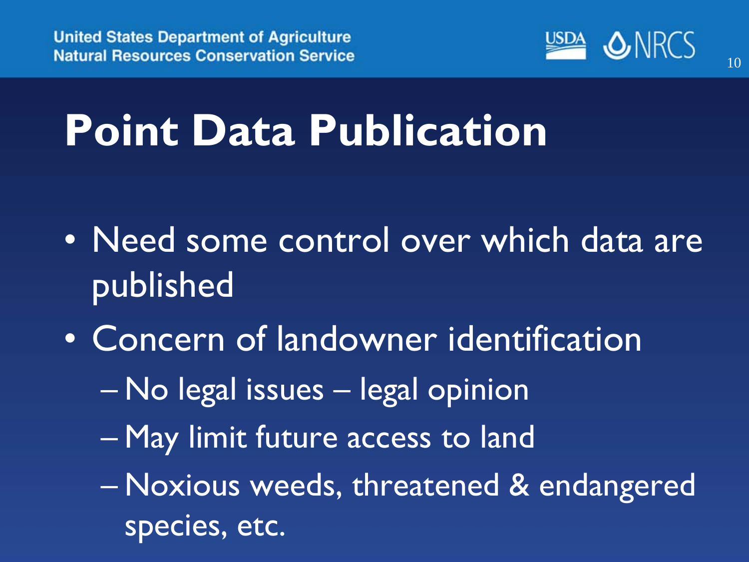# Point Data Publication

- Need some control over which data are published
- Concern of landowner identification
  - No legal issues – legal opinion
  - May limit future access to land
  - Noxious weeds, threatened & endangered species, etc.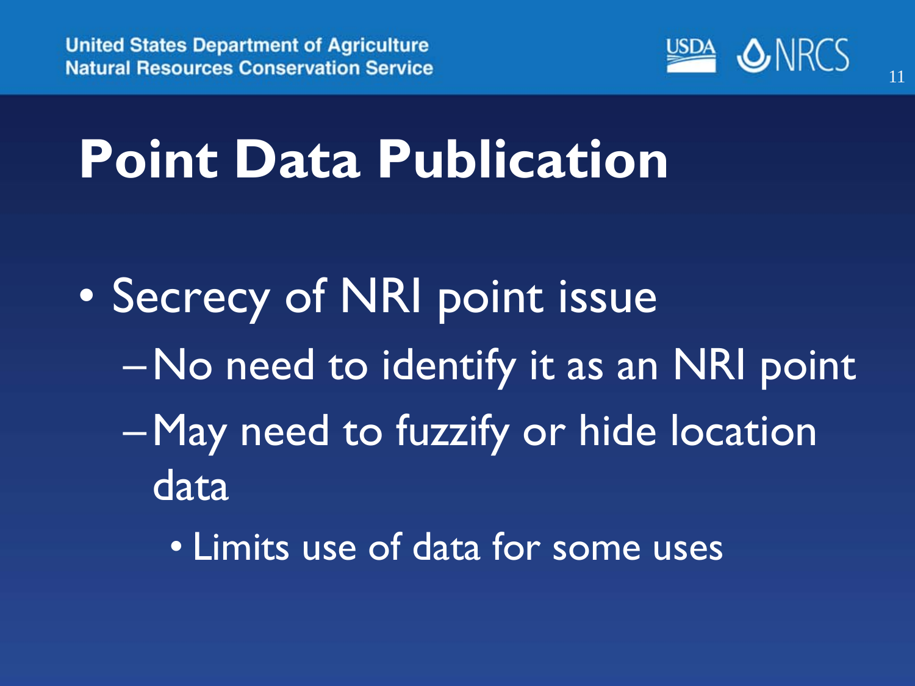# Point Data Publication

- Secrecy of NRI point issue
  - No need to identify it as an NRI point
  - May need to fuzzify or hide location data
    - Limits use of data for some uses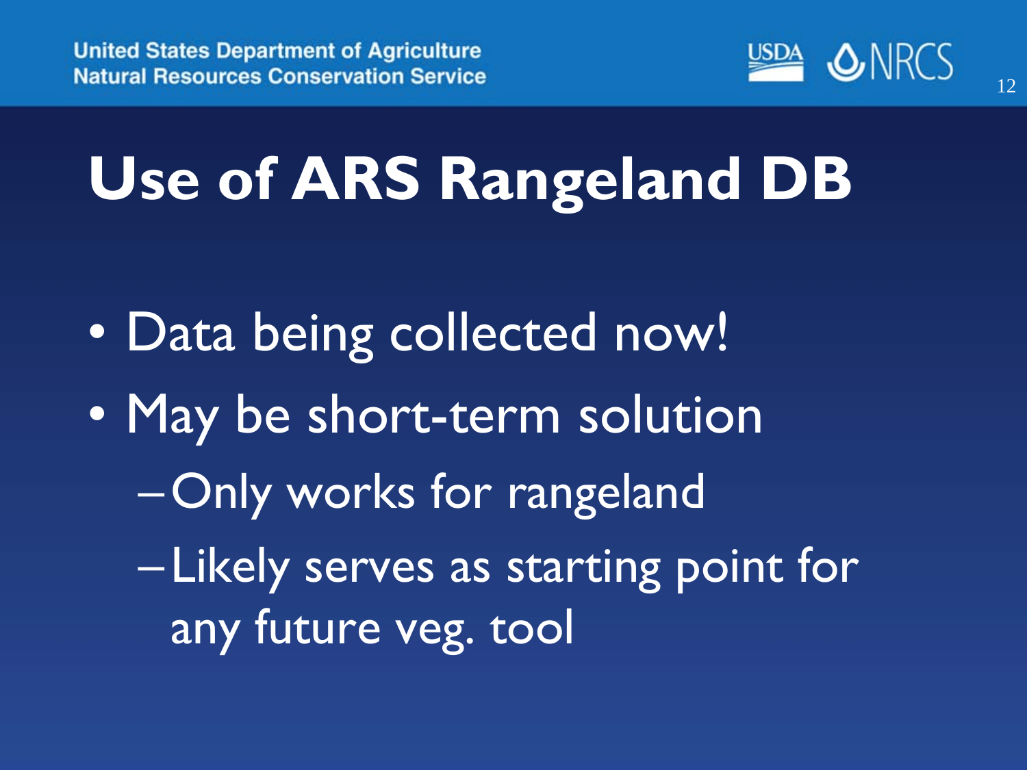# Use of ARS Rangeland DB

- Data being collected now!
- May be short-term solution
  - Only works for rangeland
  - Likely serves as starting point for any future veg. tool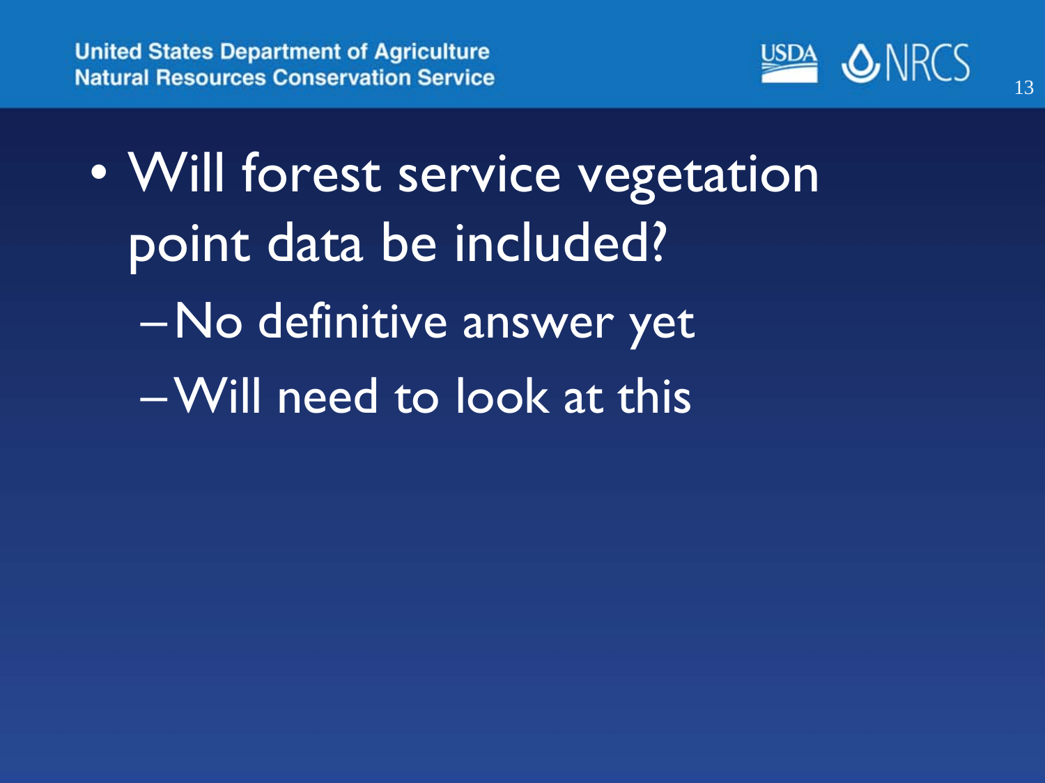- Will forest service vegetation point data be included?
  - No definitive answer yet
  - Will need to look at this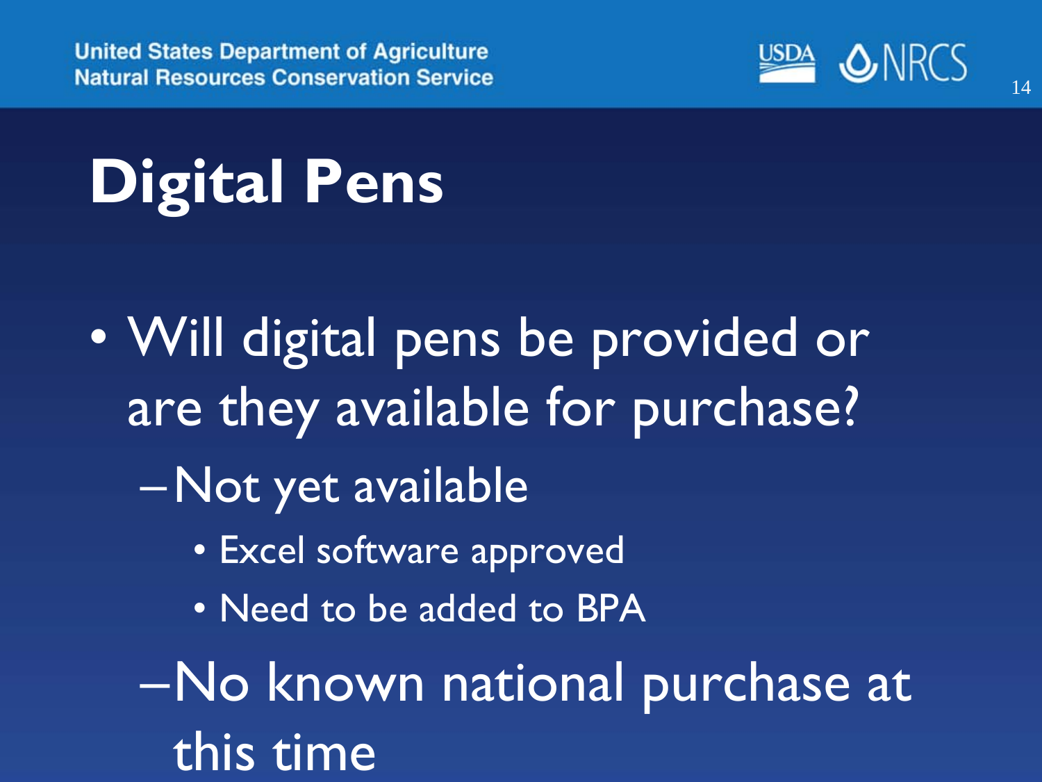# Digital Pens

- Will digital pens be provided or are they available for purchase?
  - Not yet available
    - Excel software approved
    - Need to be added to BPA
  - No known national purchase at this time